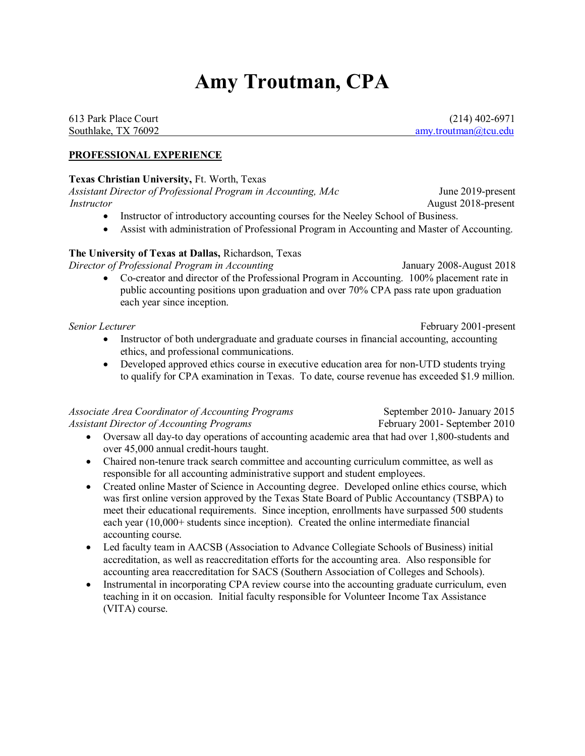# Amy Troutman, CPA

613 Park Place Court | (214) 402-6971
Southlake, TX 76092 | amy.troutman@tcu.edu

## PROFESSIONAL EXPERIENCE

**Texas Christian University,** Ft. Worth, Texas

*Assistant Director of Professional Program in Accounting, MAc* — June 2019-present
*Instructor* — August 2018-present

- Instructor of introductory accounting courses for the Neeley School of Business.
- Assist with administration of Professional Program in Accounting and Master of Accounting.

**The University of Texas at Dallas,** Richardson, Texas

*Director of Professional Program in Accounting* — January 2008-August 2018

- Co-creator and director of the Professional Program in Accounting. 100% placement rate in public accounting positions upon graduation and over 70% CPA pass rate upon graduation each year since inception.

*Senior Lecturer* — February 2001-present

- Instructor of both undergraduate and graduate courses in financial accounting, accounting ethics, and professional communications.
- Developed approved ethics course in executive education area for non-UTD students trying to qualify for CPA examination in Texas. To date, course revenue has exceeded $1.9 million.

*Associate Area Coordinator of Accounting Programs* — September 2010- January 2015
*Assistant Director of Accounting Programs* — February 2001- September 2010

- Oversaw all day-to day operations of accounting academic area that had over 1,800-students and over 45,000 annual credit-hours taught.
- Chaired non-tenure track search committee and accounting curriculum committee, as well as responsible for all accounting administrative support and student employees.
- Created online Master of Science in Accounting degree. Developed online ethics course, which was first online version approved by the Texas State Board of Public Accountancy (TSBPA) to meet their educational requirements. Since inception, enrollments have surpassed 500 students each year (10,000+ students since inception). Created the online intermediate financial accounting course.
- Led faculty team in AACSB (Association to Advance Collegiate Schools of Business) initial accreditation, as well as reaccreditation efforts for the accounting area. Also responsible for accounting area reaccreditation for SACS (Southern Association of Colleges and Schools).
- Instrumental in incorporating CPA review course into the accounting graduate curriculum, even teaching in it on occasion. Initial faculty responsible for Volunteer Income Tax Assistance (VITA) course.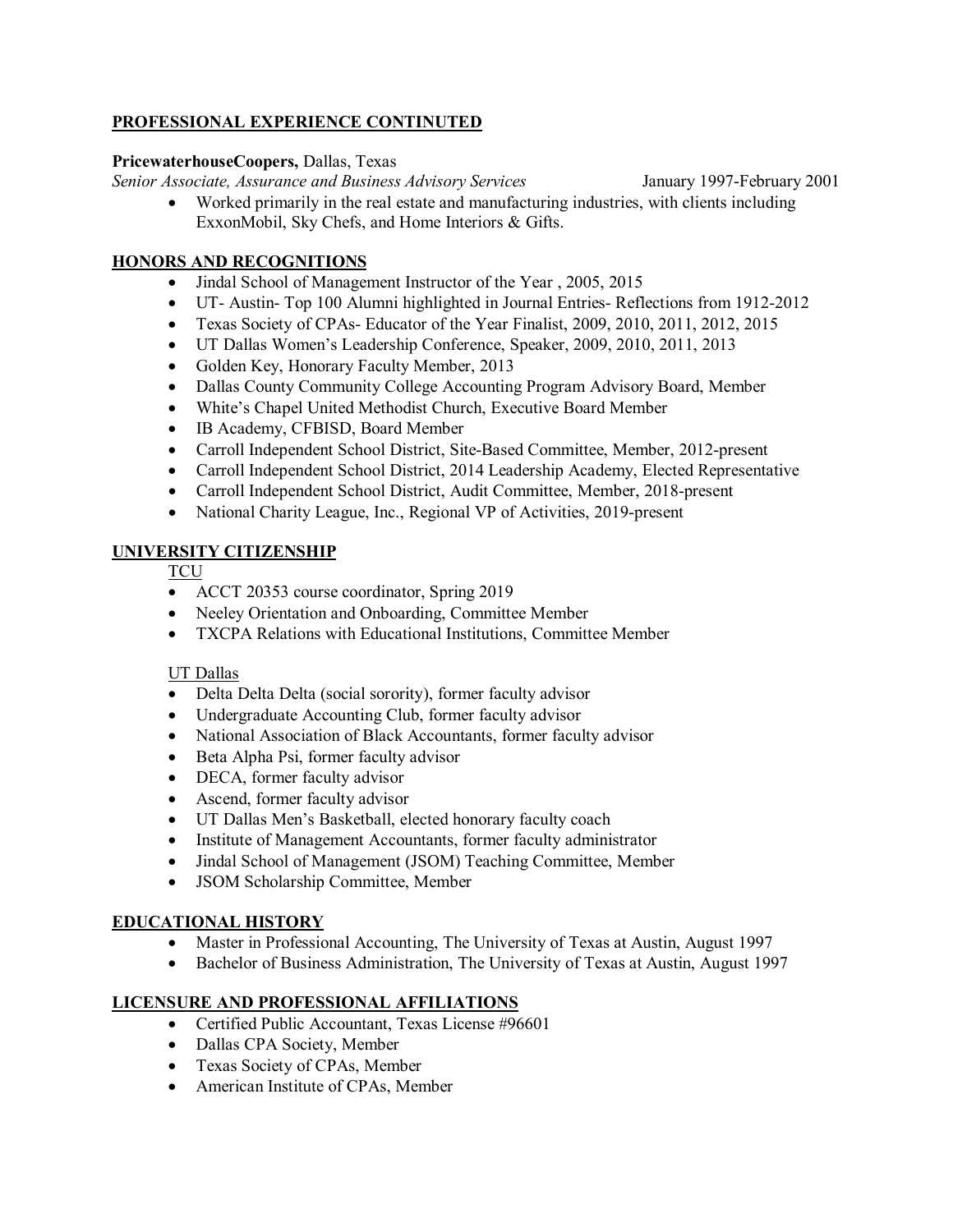## PROFESSIONAL EXPERIENCE CONTINUTED

**PricewaterhouseCoopers,** Dallas, Texas
*Senior Associate, Assurance and Business Advisory Services* January 1997-February 2001

- Worked primarily in the real estate and manufacturing industries, with clients including ExxonMobil, Sky Chefs, and Home Interiors & Gifts.

## HONORS AND RECOGNITIONS

- Jindal School of Management Instructor of the Year , 2005, 2015
- UT- Austin- Top 100 Alumni highlighted in Journal Entries- Reflections from 1912-2012
- Texas Society of CPAs- Educator of the Year Finalist, 2009, 2010, 2011, 2012, 2015
- UT Dallas Women's Leadership Conference, Speaker, 2009, 2010, 2011, 2013
- Golden Key, Honorary Faculty Member, 2013
- Dallas County Community College Accounting Program Advisory Board, Member
- White's Chapel United Methodist Church, Executive Board Member
- IB Academy, CFBISD, Board Member
- Carroll Independent School District, Site-Based Committee, Member, 2012-present
- Carroll Independent School District, 2014 Leadership Academy, Elected Representative
- Carroll Independent School District, Audit Committee, Member, 2018-present
- National Charity League, Inc., Regional VP of Activities, 2019-present

## UNIVERSITY CITIZENSHIP

TCU

- ACCT 20353 course coordinator, Spring 2019
- Neeley Orientation and Onboarding, Committee Member
- TXCPA Relations with Educational Institutions, Committee Member

UT Dallas

- Delta Delta Delta (social sorority), former faculty advisor
- Undergraduate Accounting Club, former faculty advisor
- National Association of Black Accountants, former faculty advisor
- Beta Alpha Psi, former faculty advisor
- DECA, former faculty advisor
- Ascend, former faculty advisor
- UT Dallas Men's Basketball, elected honorary faculty coach
- Institute of Management Accountants, former faculty administrator
- Jindal School of Management (JSOM) Teaching Committee, Member
- JSOM Scholarship Committee, Member

## EDUCATIONAL HISTORY

- Master in Professional Accounting, The University of Texas at Austin, August 1997
- Bachelor of Business Administration, The University of Texas at Austin, August 1997

## LICENSURE AND PROFESSIONAL AFFILIATIONS

- Certified Public Accountant, Texas License #96601
- Dallas CPA Society, Member
- Texas Society of CPAs, Member
- American Institute of CPAs, Member